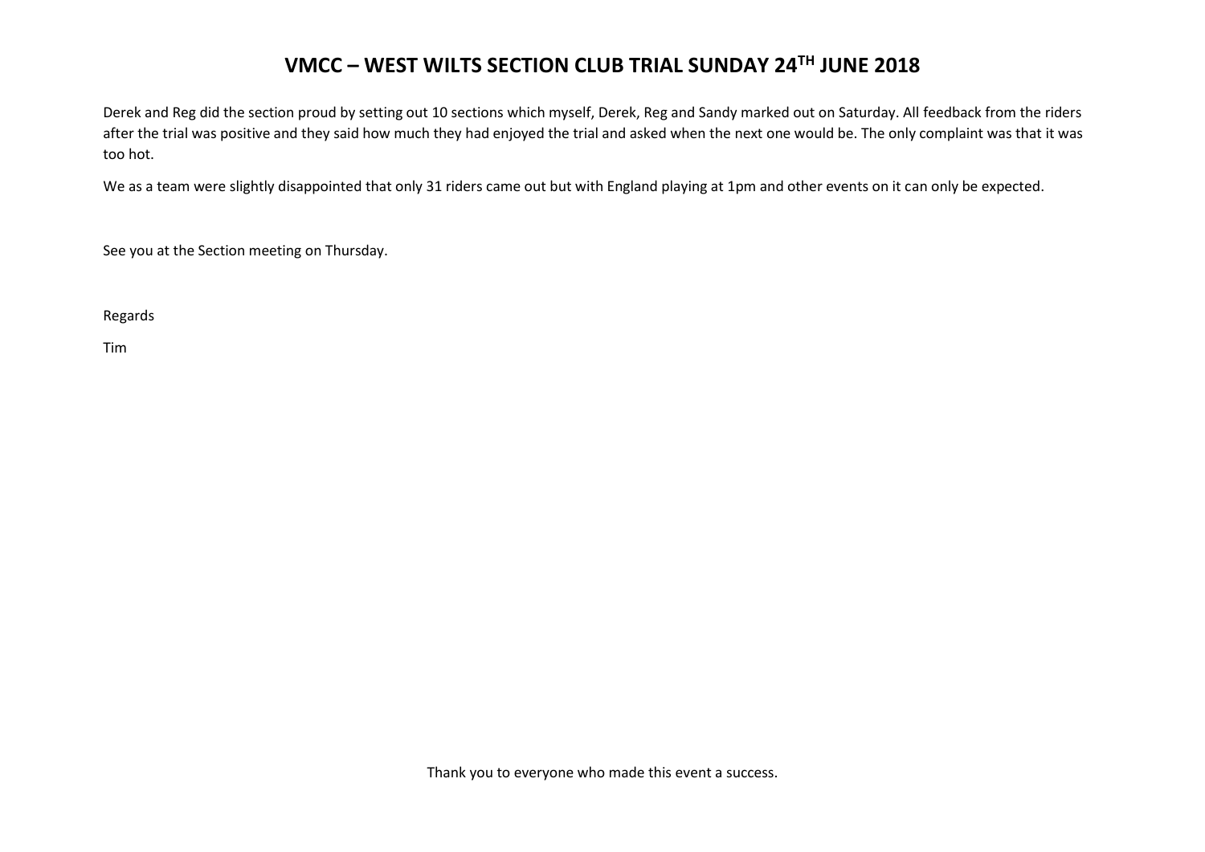# VMCC – WEST WILTS SECTION CLUB TRIAL SUNDAY 24TH JUNE 2018

Derek and Reg did the section proud by setting out 10 sections which myself, Derek, Reg and Sandy marked out on Saturday. All feedback from the riders after the trial was positive and they said how much they had enjoyed the trial and asked when the next one would be. The only complaint was that it was too hot.

We as a team were slightly disappointed that only 31 riders came out but with England playing at 1pm and other events on it can only be expected.

See you at the Section meeting on Thursday.

Regards

Tim

Thank you to everyone who made this event a success.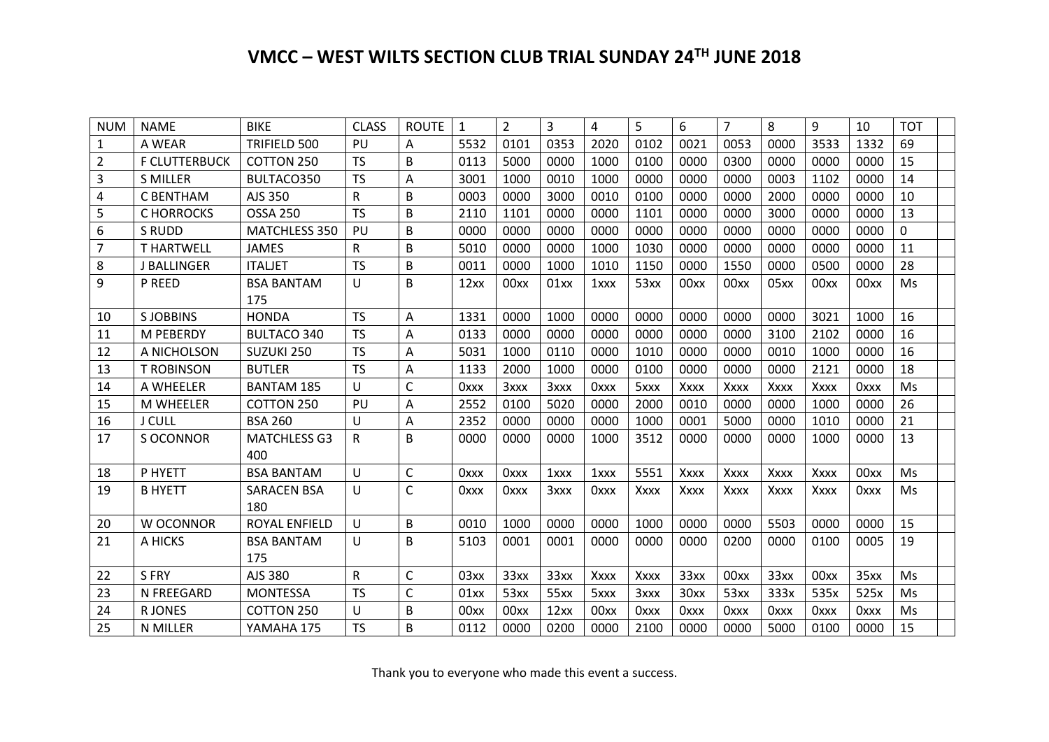# VMCC – WEST WILTS SECTION CLUB TRIAL SUNDAY 24TH JUNE 2018

| NUM | NAME | BIKE | CLASS | ROUTE | 1 | 2 | 3 | 4 | 5 | 6 | 7 | 8 | 9 | 10 | TOT | |
|---|---|---|---|---|---|---|---|---|---|---|---|---|---|---|---|---|
| 1 | A WEAR | TRIFIELD 500 | PU | A | 5532 | 0101 | 0353 | 2020 | 0102 | 0021 | 0053 | 0000 | 3533 | 1332 | 69 | |
| 2 | F CLUTTERBUCK | COTTON 250 | TS | B | 0113 | 5000 | 0000 | 1000 | 0100 | 0000 | 0300 | 0000 | 0000 | 0000 | 15 | |
| 3 | S MILLER | BULTACO350 | TS | A | 3001 | 1000 | 0010 | 1000 | 0000 | 0000 | 0000 | 0003 | 1102 | 0000 | 14 | |
| 4 | C BENTHAM | AJS 350 | R | B | 0003 | 0000 | 3000 | 0010 | 0100 | 0000 | 0000 | 2000 | 0000 | 0000 | 10 | |
| 5 | C HORROCKS | OSSA 250 | TS | B | 2110 | 1101 | 0000 | 0000 | 1101 | 0000 | 0000 | 3000 | 0000 | 0000 | 13 | |
| 6 | S RUDD | MATCHLESS 350 | PU | B | 0000 | 0000 | 0000 | 0000 | 0000 | 0000 | 0000 | 0000 | 0000 | 0000 | 0 | |
| 7 | T HARTWELL | JAMES | R | B | 5010 | 0000 | 0000 | 1000 | 1030 | 0000 | 0000 | 0000 | 0000 | 0000 | 11 | |
| 8 | J BALLINGER | ITALJET | TS | B | 0011 | 0000 | 1000 | 1010 | 1150 | 0000 | 1550 | 0000 | 0500 | 0000 | 28 | |
| 9 | P REED | BSA BANTAM 175 | U | B | 12xx | 00xx | 01xx | 1xxx | 53xx | 00xx | 00xx | 05xx | 00xx | 00xx | Ms | |
| 10 | S JOBBINS | HONDA | TS | A | 1331 | 0000 | 1000 | 0000 | 0000 | 0000 | 0000 | 0000 | 3021 | 1000 | 16 | |
| 11 | M PEBERDY | BULTACO 340 | TS | A | 0133 | 0000 | 0000 | 0000 | 0000 | 0000 | 0000 | 3100 | 2102 | 0000 | 16 | |
| 12 | A NICHOLSON | SUZUKI 250 | TS | A | 5031 | 1000 | 0110 | 0000 | 1010 | 0000 | 0000 | 0010 | 1000 | 0000 | 16 | |
| 13 | T ROBINSON | BUTLER | TS | A | 1133 | 2000 | 1000 | 0000 | 0100 | 0000 | 0000 | 0000 | 2121 | 0000 | 18 | |
| 14 | A WHEELER | BANTAM 185 | U | C | 0xxx | 3xxx | 3xxx | 0xxx | 5xxx | Xxxx | Xxxx | Xxxx | Xxxx | 0xxx | Ms | |
| 15 | M WHEELER | COTTON 250 | PU | A | 2552 | 0100 | 5020 | 0000 | 2000 | 0010 | 0000 | 0000 | 1000 | 0000 | 26 | |
| 16 | J CULL | BSA 260 | U | A | 2352 | 0000 | 0000 | 0000 | 1000 | 0001 | 5000 | 0000 | 1010 | 0000 | 21 | |
| 17 | S OCONNOR | MATCHLESS G3 400 | R | B | 0000 | 0000 | 0000 | 1000 | 3512 | 0000 | 0000 | 0000 | 1000 | 0000 | 13 | |
| 18 | P HYETT | BSA BANTAM | U | C | 0xxx | 0xxx | 1xxx | 1xxx | 5551 | Xxxx | Xxxx | Xxxx | Xxxx | 00xx | Ms | |
| 19 | B HYETT | SARACEN BSA 180 | U | C | 0xxx | 0xxx | 3xxx | 0xxx | Xxxx | Xxxx | Xxxx | Xxxx | Xxxx | 0xxx | Ms | |
| 20 | W OCONNOR | ROYAL ENFIELD | U | B | 0010 | 1000 | 0000 | 0000 | 1000 | 0000 | 0000 | 5503 | 0000 | 0000 | 15 | |
| 21 | A HICKS | BSA BANTAM 175 | U | B | 5103 | 0001 | 0001 | 0000 | 0000 | 0000 | 0200 | 0000 | 0100 | 0005 | 19 | |
| 22 | S FRY | AJS 380 | R | C | 03xx | 33xx | 33xx | Xxxx | Xxxx | 33xx | 00xx | 33xx | 00xx | 35xx | Ms | |
| 23 | N FREEGARD | MONTESSA | TS | C | 01xx | 53xx | 55xx | 5xxx | 3xxx | 30xx | 53xx | 333x | 535x | 525x | Ms | |
| 24 | R JONES | COTTON 250 | U | B | 00xx | 00xx | 12xx | 00xx | 0xxx | 0xxx | 0xxx | 0xxx | 0xxx | 0xxx | Ms | |
| 25 | N MILLER | YAMAHA 175 | TS | B | 0112 | 0000 | 0200 | 0000 | 2100 | 0000 | 0000 | 5000 | 0100 | 0000 | 15 | |

Thank you to everyone who made this event a success.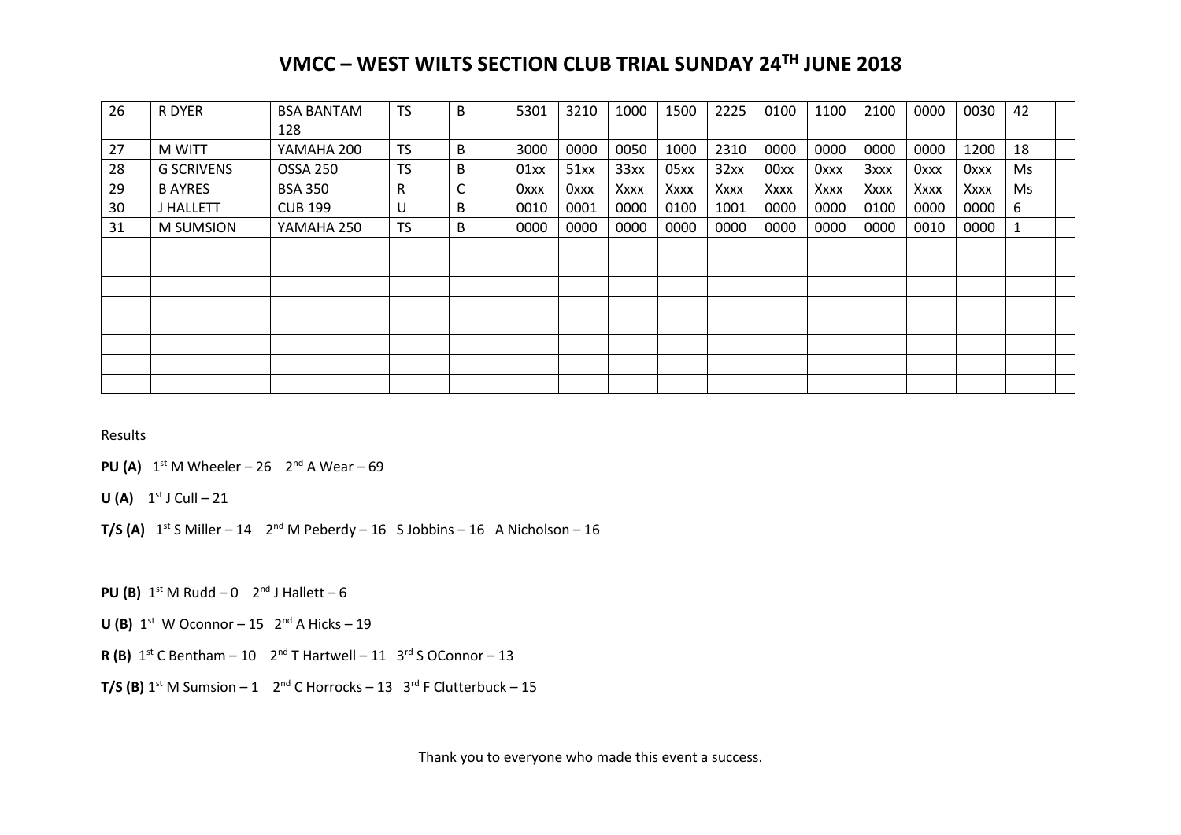# VMCC – WEST WILTS SECTION CLUB TRIAL SUNDAY 24TH JUNE 2018

| | | | | | | | | | | | | | | | | | |
|---|---|---|---|---|---|---|---|---|---|---|---|---|---|---|---|---|---|
| 26 | R DYER | BSA BANTAM 128 | TS | B | 5301 | 3210 | 1000 | 1500 | 2225 | 0100 | 1100 | 2100 | 0000 | 0030 | 42 | |
| 27 | M WITT | YAMAHA 200 | TS | B | 3000 | 0000 | 0050 | 1000 | 2310 | 0000 | 0000 | 0000 | 0000 | 1200 | 18 | |
| 28 | G SCRIVENS | OSSA 250 | TS | B | 01xx | 51xx | 33xx | 05xx | 32xx | 00xx | 0xxx | 3xxx | 0xxx | 0xxx | Ms | |
| 29 | B AYRES | BSA 350 | R | C | 0xxx | 0xxx | Xxxx | Xxxx | Xxxx | Xxxx | Xxxx | Xxxx | Xxxx | Xxxx | Ms | |
| 30 | J HALLETT | CUB 199 | U | B | 0010 | 0001 | 0000 | 0100 | 1001 | 0000 | 0000 | 0100 | 0000 | 0000 | 6 | |
| 31 | M SUMSION | YAMAHA 250 | TS | B | 0000 | 0000 | 0000 | 0000 | 0000 | 0000 | 0000 | 0000 | 0010 | 0000 | 1 | |
| | | | | | | | | | | | | | | | | |
| | | | | | | | | | | | | | | | | |
| | | | | | | | | | | | | | | | | |
| | | | | | | | | | | | | | | | | |
| | | | | | | | | | | | | | | | | |
| | | | | | | | | | | | | | | | | |
| | | | | | | | | | | | | | | | | |
| | | | | | | | | | | | | | | | | |

Results

**PU (A)** 1st M Wheeler – 26 2nd A Wear – 69

**U (A)** 1st J Cull – 21

**T/S (A)** 1st S Miller – 14 2nd M Peberdy – 16 S Jobbins – 16 A Nicholson – 16

**PU (B)** 1st M Rudd – 0 2nd J Hallett – 6

**U (B)** 1st W Oconnor – 15 2nd A Hicks – 19

**R (B)** 1st C Bentham – 10 2nd T Hartwell – 11 3rd S OConnor – 13

**T/S (B)** 1st M Sumsion – 1 2nd C Horrocks – 13 3rd F Clutterbuck – 15

Thank you to everyone who made this event a success.